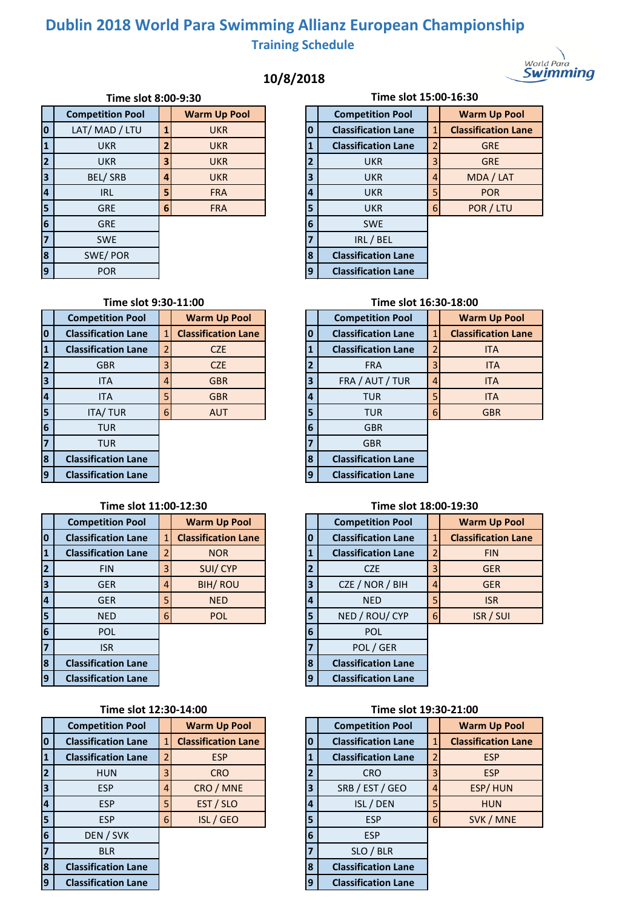# Dublin 2018 World Para Swimming Allianz European Championship

## Training Schedule

### 10/8/2018

**Time slot 8:00-9:30**

| | Competition Pool | | Warm Up Pool |
|---|---|---|---|
| 0 | LAT/ MAD / LTU | 1 | UKR |
| 1 | UKR | 2 | UKR |
| 2 | UKR | 3 | UKR |
| 3 | BEL/ SRB | 4 | UKR |
| 4 | IRL | 5 | FRA |
| 5 | GRE | 6 | FRA |
| 6 | GRE | | |
| 7 | SWE | | |
| 8 | SWE/ POR | | |
| 9 | POR | | |

**Time slot 9:30-11:00**

| | Competition Pool | | Warm Up Pool |
|---|---|---|---|
| 0 | **Classification Lane** | 1 | **Classification Lane** |
| 1 | **Classification Lane** | 2 | CZE |
| 2 | GBR | 3 | CZE |
| 3 | ITA | 4 | GBR |
| 4 | ITA | 5 | GBR |
| 5 | ITA/ TUR | 6 | AUT |
| 6 | TUR | | |
| 7 | TUR | | |
| 8 | **Classification Lane** | | |
| 9 | **Classification Lane** | | |

**Time slot 11:00-12:30**

| | Competition Pool | | Warm Up Pool |
|---|---|---|---|
| 0 | **Classification Lane** | 1 | **Classification Lane** |
| 1 | **Classification Lane** | 2 | NOR |
| 2 | FIN | 3 | SUI/ CYP |
| 3 | GER | 4 | BIH/ ROU |
| 4 | GER | 5 | NED |
| 5 | NED | 6 | POL |
| 6 | POL | | |
| 7 | ISR | | |
| 8 | **Classification Lane** | | |
| 9 | **Classification Lane** | | |

**Time slot 12:30-14:00**

| | Competition Pool | | Warm Up Pool |
|---|---|---|---|
| 0 | **Classification Lane** | 1 | **Classification Lane** |
| 1 | **Classification Lane** | 2 | ESP |
| 2 | HUN | 3 | CRO |
| 3 | ESP | 4 | CRO / MNE |
| 4 | ESP | 5 | EST / SLO |
| 5 | ESP | 6 | ISL / GEO |
| 6 | DEN / SVK | | |
| 7 | BLR | | |
| 8 | **Classification Lane** | | |
| 9 | **Classification Lane** | | |

**Time slot 15:00-16:30**

| | Competition Pool | | Warm Up Pool |
|---|---|---|---|
| 0 | **Classification Lane** | 1 | **Classification Lane** |
| 1 | **Classification Lane** | 2 | GRE |
| 2 | UKR | 3 | GRE |
| 3 | UKR | 4 | MDA / LAT |
| 4 | UKR | 5 | POR |
| 5 | UKR | 6 | POR / LTU |
| 6 | SWE | | |
| 7 | IRL / BEL | | |
| 8 | **Classification Lane** | | |
| 9 | **Classification Lane** | | |

**Time slot 16:30-18:00**

| | Competition Pool | | Warm Up Pool |
|---|---|---|---|
| 0 | **Classification Lane** | 1 | **Classification Lane** |
| 1 | **Classification Lane** | 2 | ITA |
| 2 | FRA | 3 | ITA |
| 3 | FRA / AUT / TUR | 4 | ITA |
| 4 | TUR | 5 | ITA |
| 5 | TUR | 6 | GBR |
| 6 | GBR | | |
| 7 | GBR | | |
| 8 | **Classification Lane** | | |
| 9 | **Classification Lane** | | |

**Time slot 18:00-19:30**

| | Competition Pool | | Warm Up Pool |
|---|---|---|---|
| 0 | **Classification Lane** | 1 | **Classification Lane** |
| 1 | **Classification Lane** | 2 | FIN |
| 2 | CZE | 3 | GER |
| 3 | CZE / NOR / BIH | 4 | GER |
| 4 | NED | 5 | ISR |
| 5 | NED / ROU/ CYP | 6 | ISR / SUI |
| 6 | POL | | |
| 7 | POL / GER | | |
| 8 | **Classification Lane** | | |
| 9 | **Classification Lane** | | |

**Time slot 19:30-21:00**

| | Competition Pool | | Warm Up Pool |
|---|---|---|---|
| 0 | **Classification Lane** | 1 | **Classification Lane** |
| 1 | **Classification Lane** | 2 | ESP |
| 2 | CRO | 3 | ESP |
| 3 | SRB / EST / GEO | 4 | ESP/ HUN |
| 4 | ISL / DEN | 5 | HUN |
| 5 | ESP | 6 | SVK / MNE |
| 6 | ESP | | |
| 7 | SLO / BLR | | |
| 8 | **Classification Lane** | | |
| 9 | **Classification Lane** | | |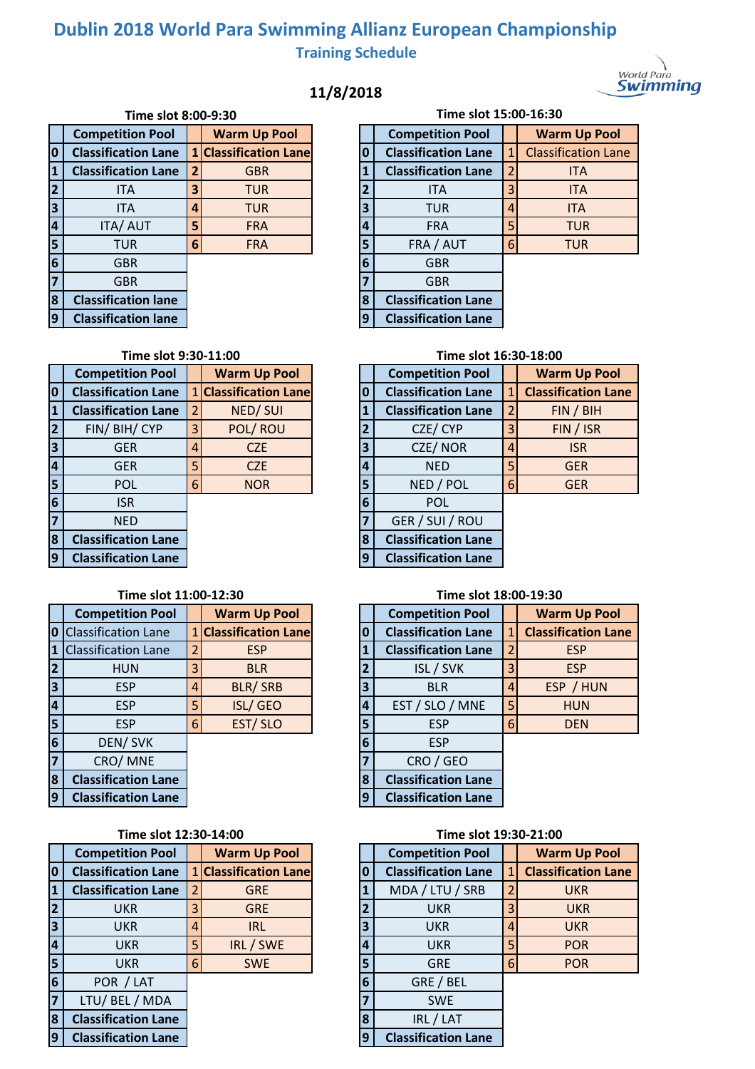# Dublin 2018 World Para Swimming Allianz European Championship

## Training Schedule

**11/8/2018**

### Time slot 8:00-9:30

| | Competition Pool | | Warm Up Pool |
|---|---|---|---|
| 0 | Classification Lane | 1 | Classification Lane |
| 1 | Classification Lane | 2 | GBR |
| 2 | ITA | 3 | TUR |
| 3 | ITA | 4 | TUR |
| 4 | ITA/ AUT | 5 | FRA |
| 5 | TUR | 6 | FRA |
| 6 | GBR | | |
| 7 | GBR | | |
| 8 | Classification lane | | |
| 9 | Classification lane | | |

### Time slot 15:00-16:30

| | Competition Pool | | Warm Up Pool |
|---|---|---|---|
| 0 | Classification Lane | 1 | Classification Lane |
| 1 | Classification Lane | 2 | ITA |
| 2 | ITA | 3 | ITA |
| 3 | TUR | 4 | ITA |
| 4 | FRA | 5 | TUR |
| 5 | FRA / AUT | 6 | TUR |
| 6 | GBR | | |
| 7 | GBR | | |
| 8 | Classification Lane | | |
| 9 | Classification Lane | | |

### Time slot 9:30-11:00

| | Competition Pool | | Warm Up Pool |
|---|---|---|---|
| 0 | Classification Lane | 1 | Classification Lane |
| 1 | Classification Lane | 2 | NED/ SUI |
| 2 | FIN/ BIH/ CYP | 3 | POL/ ROU |
| 3 | GER | 4 | CZE |
| 4 | GER | 5 | CZE |
| 5 | POL | 6 | NOR |
| 6 | ISR | | |
| 7 | NED | | |
| 8 | Classification Lane | | |
| 9 | Classification Lane | | |

### Time slot 16:30-18:00

| | Competition Pool | | Warm Up Pool |
|---|---|---|---|
| 0 | Classification Lane | 1 | Classification Lane |
| 1 | Classification Lane | 2 | FIN / BIH |
| 2 | CZE/ CYP | 3 | FIN / ISR |
| 3 | CZE/ NOR | 4 | ISR |
| 4 | NED | 5 | GER |
| 5 | NED / POL | 6 | GER |
| 6 | POL | | |
| 7 | GER / SUI / ROU | | |
| 8 | Classification Lane | | |
| 9 | Classification Lane | | |

### Time slot 11:00-12:30

| | Competition Pool | | Warm Up Pool |
|---|---|---|---|
| 0 | Classification Lane | 1 | Classification Lane |
| 1 | Classification Lane | 2 | ESP |
| 2 | HUN | 3 | BLR |
| 3 | ESP | 4 | BLR/ SRB |
| 4 | ESP | 5 | ISL/ GEO |
| 5 | ESP | 6 | EST/ SLO |
| 6 | DEN/ SVK | | |
| 7 | CRO/ MNE | | |
| 8 | Classification Lane | | |
| 9 | Classification Lane | | |

### Time slot 18:00-19:30

| | Competition Pool | | Warm Up Pool |
|---|---|---|---|
| 0 | Classification Lane | 1 | Classification Lane |
| 1 | Classification Lane | 2 | ESP |
| 2 | ISL / SVK | 3 | ESP |
| 3 | BLR | 4 | ESP / HUN |
| 4 | EST / SLO / MNE | 5 | HUN |
| 5 | ESP | 6 | DEN |
| 6 | ESP | | |
| 7 | CRO / GEO | | |
| 8 | Classification Lane | | |
| 9 | Classification Lane | | |

### Time slot 12:30-14:00

| | Competition Pool | | Warm Up Pool |
|---|---|---|---|
| 0 | Classification Lane | 1 | Classification Lane |
| 1 | Classification Lane | 2 | GRE |
| 2 | UKR | 3 | GRE |
| 3 | UKR | 4 | IRL |
| 4 | UKR | 5 | IRL / SWE |
| 5 | UKR | 6 | SWE |
| 6 | POR / LAT | | |
| 7 | LTU/ BEL / MDA | | |
| 8 | Classification Lane | | |
| 9 | Classification Lane | | |

### Time slot 19:30-21:00

| | Competition Pool | | Warm Up Pool |
|---|---|---|---|
| 0 | Classification Lane | 1 | Classification Lane |
| 1 | MDA / LTU / SRB | 2 | UKR |
| 2 | UKR | 3 | UKR |
| 3 | UKR | 4 | UKR |
| 4 | UKR | 5 | POR |
| 5 | GRE | 6 | POR |
| 6 | GRE / BEL | | |
| 7 | SWE | | |
| 8 | IRL / LAT | | |
| 9 | Classification Lane | | |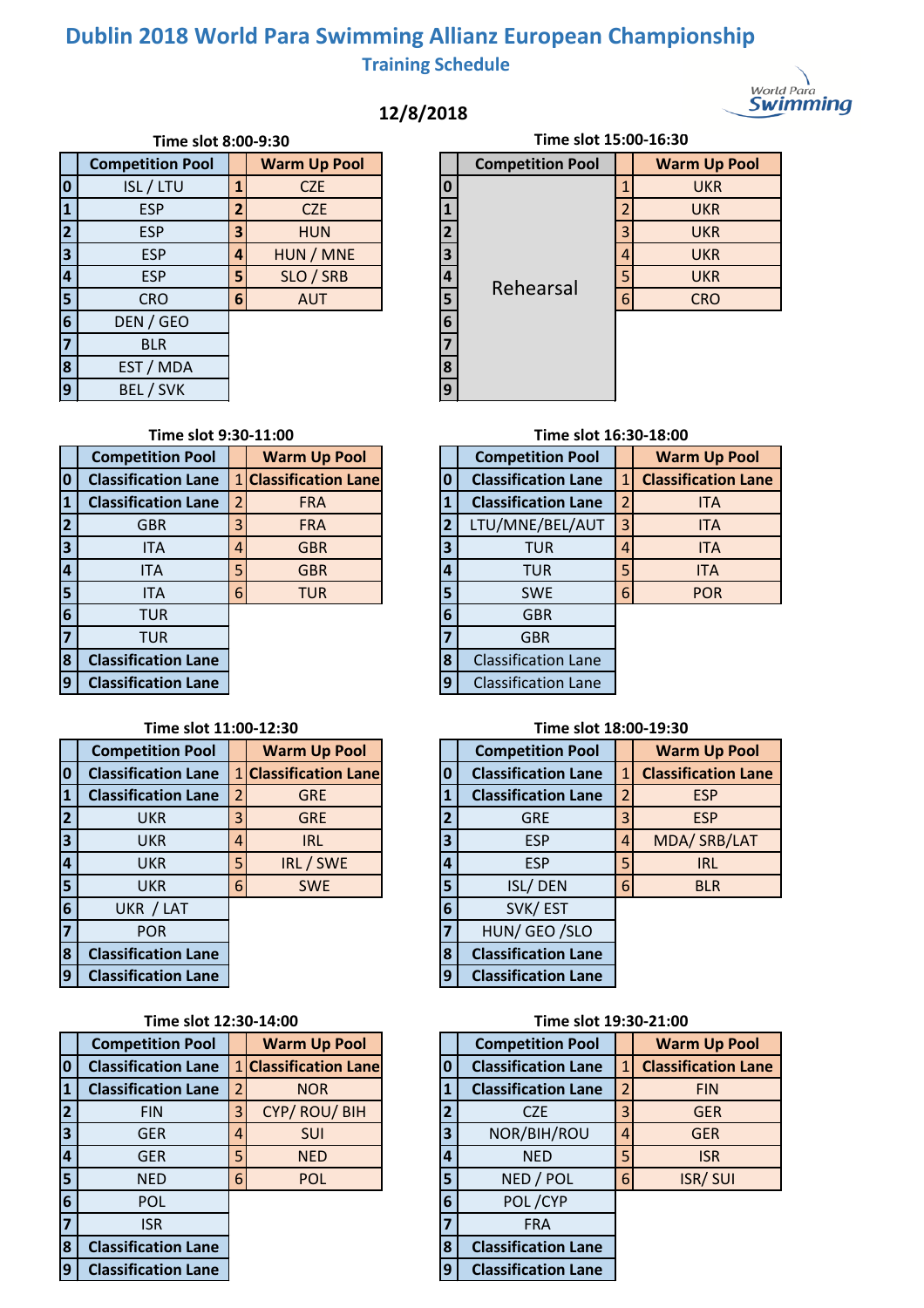# Dublin 2018 World Para Swimming Allianz European Championship

## Training Schedule

World Para Swimming

**12/8/2018**

### Time slot 8:00-9:30

| | Competition Pool | | Warm Up Pool |
|---|---|---|---|
| 0 | ISL / LTU | 1 | CZE |
| 1 | ESP | 2 | CZE |
| 2 | ESP | 3 | HUN |
| 3 | ESP | 4 | HUN / MNE |
| 4 | ESP | 5 | SLO / SRB |
| 5 | CRO | 6 | AUT |
| 6 | DEN / GEO | | |
| 7 | BLR | | |
| 8 | EST / MDA | | |
| 9 | BEL / SVK | | |

### Time slot 15:00-16:30

| | Competition Pool | | Warm Up Pool |
|---|---|---|---|
| 0 | Rehearsal | 1 | UKR |
| 1 | | 2 | UKR |
| 2 | | 3 | UKR |
| 3 | | 4 | UKR |
| 4 | | 5 | UKR |
| 5 | | 6 | CRO |
| 6 | | | |
| 7 | | | |
| 8 | | | |
| 9 | | | |

### Time slot 9:30-11:00

| | Competition Pool | | Warm Up Pool |
|---|---|---|---|
| 0 | **Classification Lane** | 1 | **Classification Lane** |
| 1 | **Classification Lane** | 2 | FRA |
| 2 | GBR | 3 | FRA |
| 3 | ITA | 4 | GBR |
| 4 | ITA | 5 | GBR |
| 5 | ITA | 6 | TUR |
| 6 | TUR | | |
| 7 | TUR | | |
| 8 | **Classification Lane** | | |
| 9 | **Classification Lane** | | |

### Time slot 16:30-18:00

| | Competition Pool | | Warm Up Pool |
|---|---|---|---|
| 0 | **Classification Lane** | 1 | **Classification Lane** |
| 1 | **Classification Lane** | 2 | ITA |
| 2 | LTU/MNE/BEL/AUT | 3 | ITA |
| 3 | TUR | 4 | ITA |
| 4 | TUR | 5 | ITA |
| 5 | SWE | 6 | POR |
| 6 | GBR | | |
| 7 | GBR | | |
| 8 | Classification Lane | | |
| 9 | Classification Lane | | |

### Time slot 11:00-12:30

| | Competition Pool | | Warm Up Pool |
|---|---|---|---|
| 0 | **Classification Lane** | 1 | **Classification Lane** |
| 1 | **Classification Lane** | 2 | GRE |
| 2 | UKR | 3 | GRE |
| 3 | UKR | 4 | IRL |
| 4 | UKR | 5 | IRL / SWE |
| 5 | UKR | 6 | SWE |
| 6 | UKR / LAT | | |
| 7 | POR | | |
| 8 | **Classification Lane** | | |
| 9 | **Classification Lane** | | |

### Time slot 18:00-19:30

| | Competition Pool | | Warm Up Pool |
|---|---|---|---|
| 0 | **Classification Lane** | 1 | **Classification Lane** |
| 1 | **Classification Lane** | 2 | ESP |
| 2 | GRE | 3 | ESP |
| 3 | ESP | 4 | MDA/ SRB/LAT |
| 4 | ESP | 5 | IRL |
| 5 | ISL/ DEN | 6 | BLR |
| 6 | SVK/ EST | | |
| 7 | HUN/ GEO /SLO | | |
| 8 | **Classification Lane** | | |
| 9 | **Classification Lane** | | |

### Time slot 12:30-14:00

| | Competition Pool | | Warm Up Pool |
|---|---|---|---|
| 0 | **Classification Lane** | 1 | **Classification Lane** |
| 1 | **Classification Lane** | 2 | NOR |
| 2 | FIN | 3 | CYP/ ROU/ BIH |
| 3 | GER | 4 | SUI |
| 4 | GER | 5 | NED |
| 5 | NED | 6 | POL |
| 6 | POL | | |
| 7 | ISR | | |
| 8 | **Classification Lane** | | |
| 9 | **Classification Lane** | | |

### Time slot 19:30-21:00

| | Competition Pool | | Warm Up Pool |
|---|---|---|---|
| 0 | **Classification Lane** | 1 | **Classification Lane** |
| 1 | **Classification Lane** | 2 | FIN |
| 2 | CZE | 3 | GER |
| 3 | NOR/BIH/ROU | 4 | GER |
| 4 | NED | 5 | ISR |
| 5 | NED / POL | 6 | ISR/ SUI |
| 6 | POL /CYP | | |
| 7 | FRA | | |
| 8 | **Classification Lane** | | |
| 9 | **Classification Lane** | | |